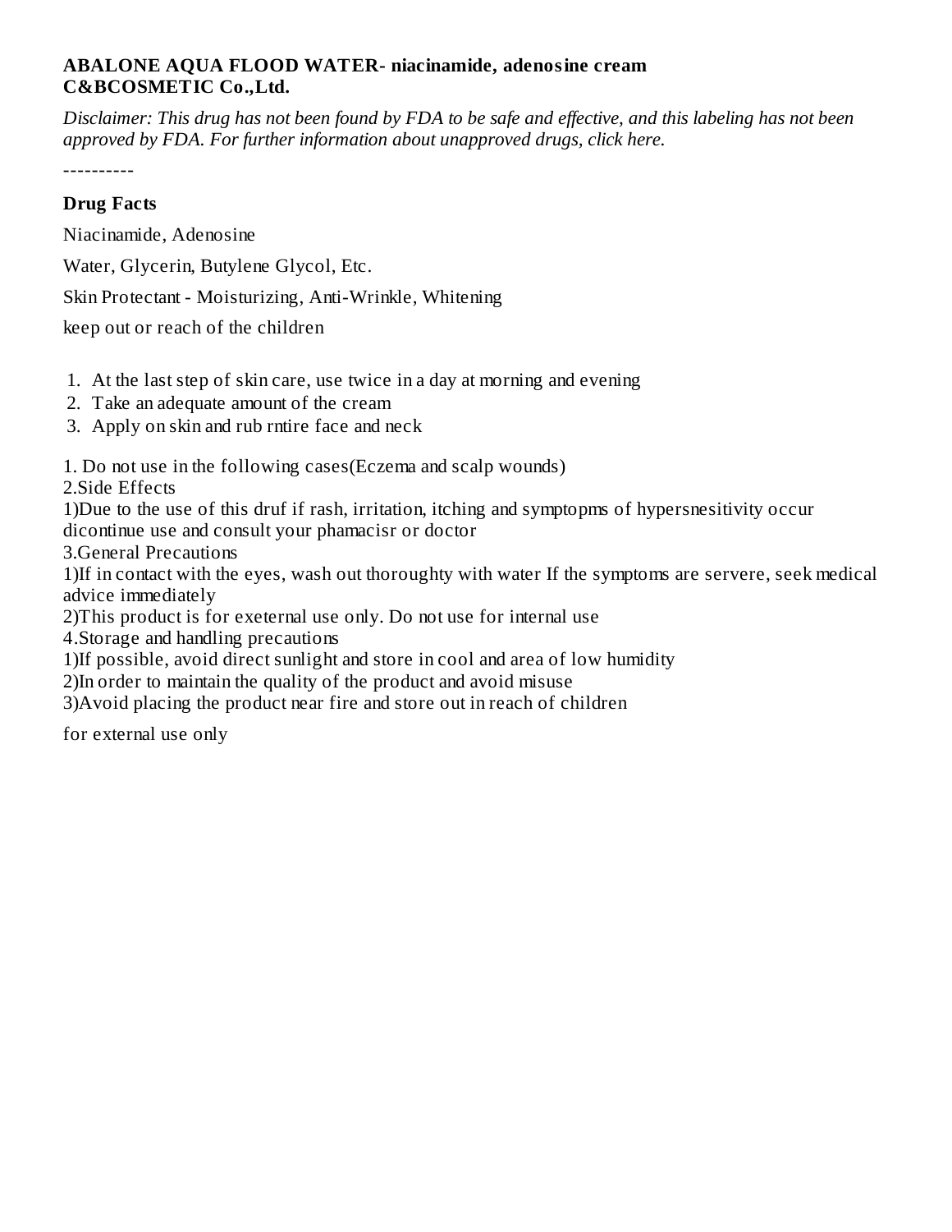**ABALONE AQUA FLOOD WATER- niacinamide, adenosine cream**
**C&BCOSMETIC Co.,Ltd.**

*Disclaimer: This drug has not been found by FDA to be safe and effective, and this labeling has not been approved by FDA. For further information about unapproved drugs, click here.*

----------

### Drug Facts

Niacinamide, Adenosine

Water, Glycerin, Butylene Glycol, Etc.

Skin Protectant - Moisturizing, Anti-Wrinkle, Whitening

keep out or reach of the children

1. At the last step of skin care, use twice in a day at morning and evening
2. Take an adequate amount of the cream
3. Apply on skin and rub rntire face and neck

1. Do not use in the following cases(Eczema and scalp wounds)
2.Side Effects
1)Due to the use of this druf if rash, irritation, itching and symptopms of hypersnesitivity occur dicontinue use and consult your phamacisr or doctor
3.General Precautions
1)If in contact with the eyes, wash out thoroughty with water If the symptoms are servere, seek medical advice immediately
2)This product is for exeternal use only. Do not use for internal use
4.Storage and handling precautions
1)If possible, avoid direct sunlight and store in cool and area of low humidity
2)In order to maintain the quality of the product and avoid misuse
3)Avoid placing the product near fire and store out in reach of children

for external use only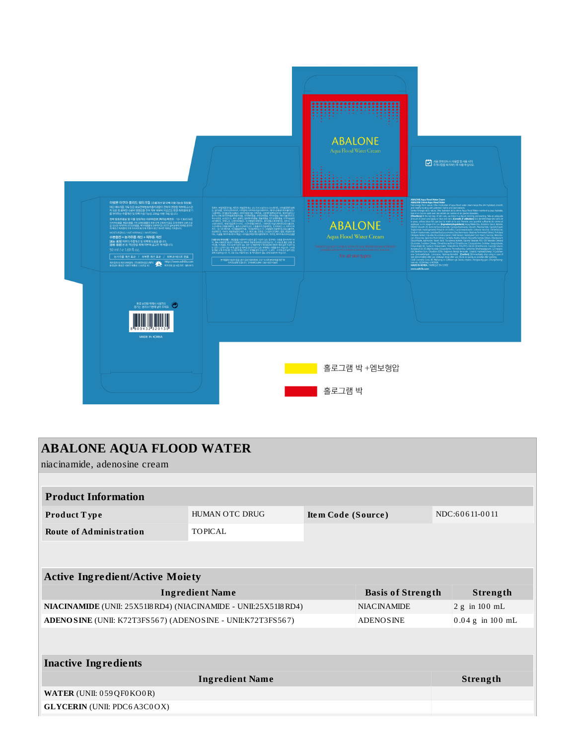ABALONE

Aqua Flood Water Cream

ABALONE

Aqua Flood Water Cream

for all skin types

홀로그램 박 +엠보형압

홀로그램 박

50 ml / e 1.69 fl.oz.

MADE IN KOREA

# ABALONE AQUA FLOOD WATER

niacinamide, adenosine cream

| Product Information | | | |
|---|---|---|---|
| **Product Type** | HUMAN OTC DRUG | **Item Code (Source)** | NDC:60611-0011 |
| **Route of Administration** | TOPICAL | | |

| Active Ingredient/Active Moiety | | |
|---|---|---|
| **Ingredient Name** | **Basis of Strength** | **Strength** |
| **NIACINAMIDE** (UNII: 25X51I8RD4) (NIACINAMIDE - UNII:25X51I8RD4) | NIACINAMIDE | 2 g in 100 mL |
| **ADENOSINE** (UNII: K72T3FS567) (ADENOSINE - UNII:K72T3FS567) | ADENOSINE | 0.04 g in 100 mL |

| Inactive Ingredients | |
|---|---|
| **Ingredient Name** | **Strength** |
| **WATER** (UNII: 059QF0KO0R) | |
| **GLYCERIN** (UNII: PDC6A3C0OX) | |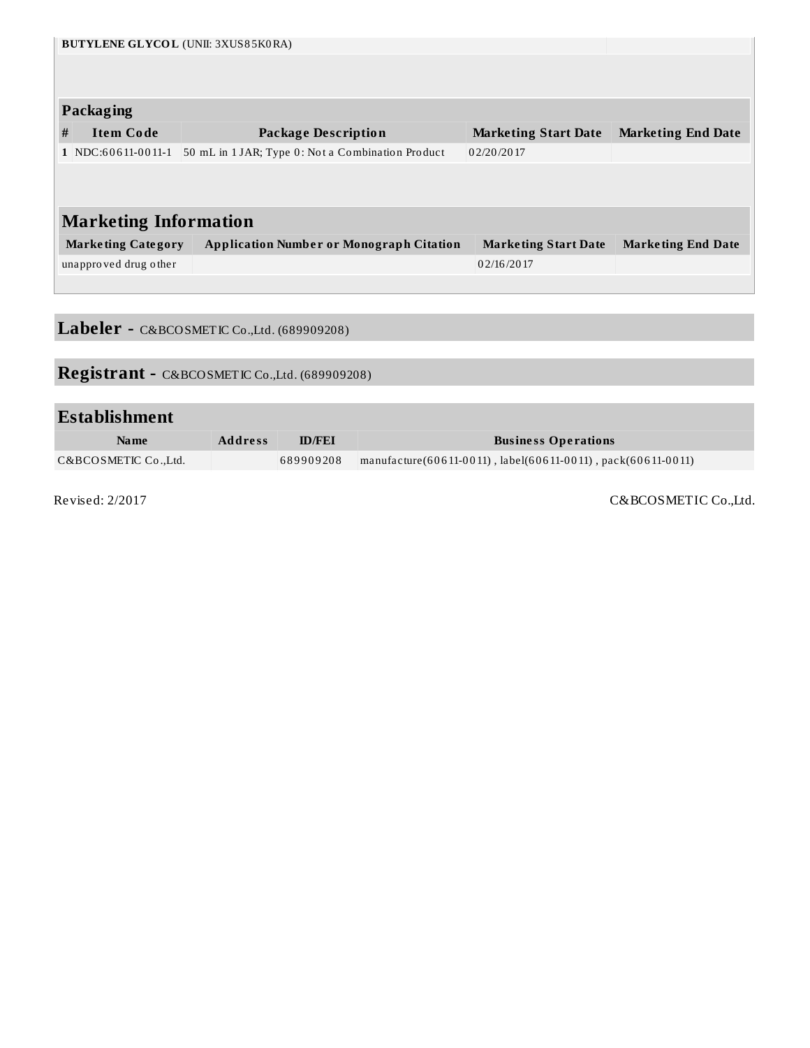| | |
|---|---|
| **BUTYLENE GLYCOL** (UNII: 3XUS85K0RA) | |

## Packaging

| # | Item Code | Package Description | Marketing Start Date | Marketing End Date |
|---|---|---|---|---|
| 1 | NDC:60611-0011-1 | 50 mL in 1 JAR; Type 0: Not a Combination Product | 02/20/2017 | |

## Marketing Information

| Marketing Category | Application Number or Monograph Citation | Marketing Start Date | Marketing End Date |
|---|---|---|---|
| unapproved drug other | | 02/16/2017 | |

## Labeler - C&BCOSMETIC Co.,Ltd. (689909208)

## Registrant - C&BCOSMETIC Co.,Ltd. (689909208)

## Establishment

| Name | Address | ID/FEI | Business Operations |
|---|---|---|---|
| C&BCOSMETIC Co.,Ltd. | | 689909208 | manufacture(60611-0011) , label(60611-0011) , pack(60611-0011) |

Revised: 2/2017

C&BCOSMETIC Co.,Ltd.